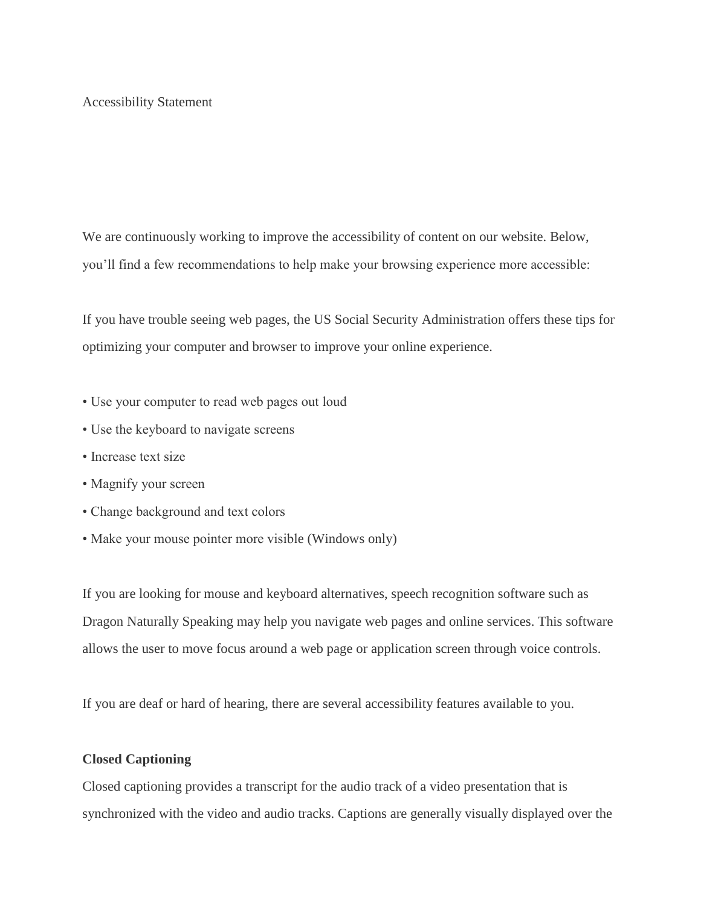# Accessibility Statement

We are continuously working to improve the accessibility of content on our website. Below, you'll find a few recommendations to help make your browsing experience more accessible:

If you have trouble seeing web pages, the US Social Security Administration offers these tips for optimizing your computer and browser to improve your online experience.

- Use your computer to read web pages out loud
- Use the keyboard to navigate screens
- Increase text size
- Magnify your screen
- Change background and text colors
- Make your mouse pointer more visible (Windows only)

If you are looking for mouse and keyboard alternatives, speech recognition software such as Dragon Naturally Speaking may help you navigate web pages and online services. This software allows the user to move focus around a web page or application screen through voice controls.

If you are deaf or hard of hearing, there are several accessibility features available to you.

**Closed Captioning**

Closed captioning provides a transcript for the audio track of a video presentation that is synchronized with the video and audio tracks. Captions are generally visually displayed over the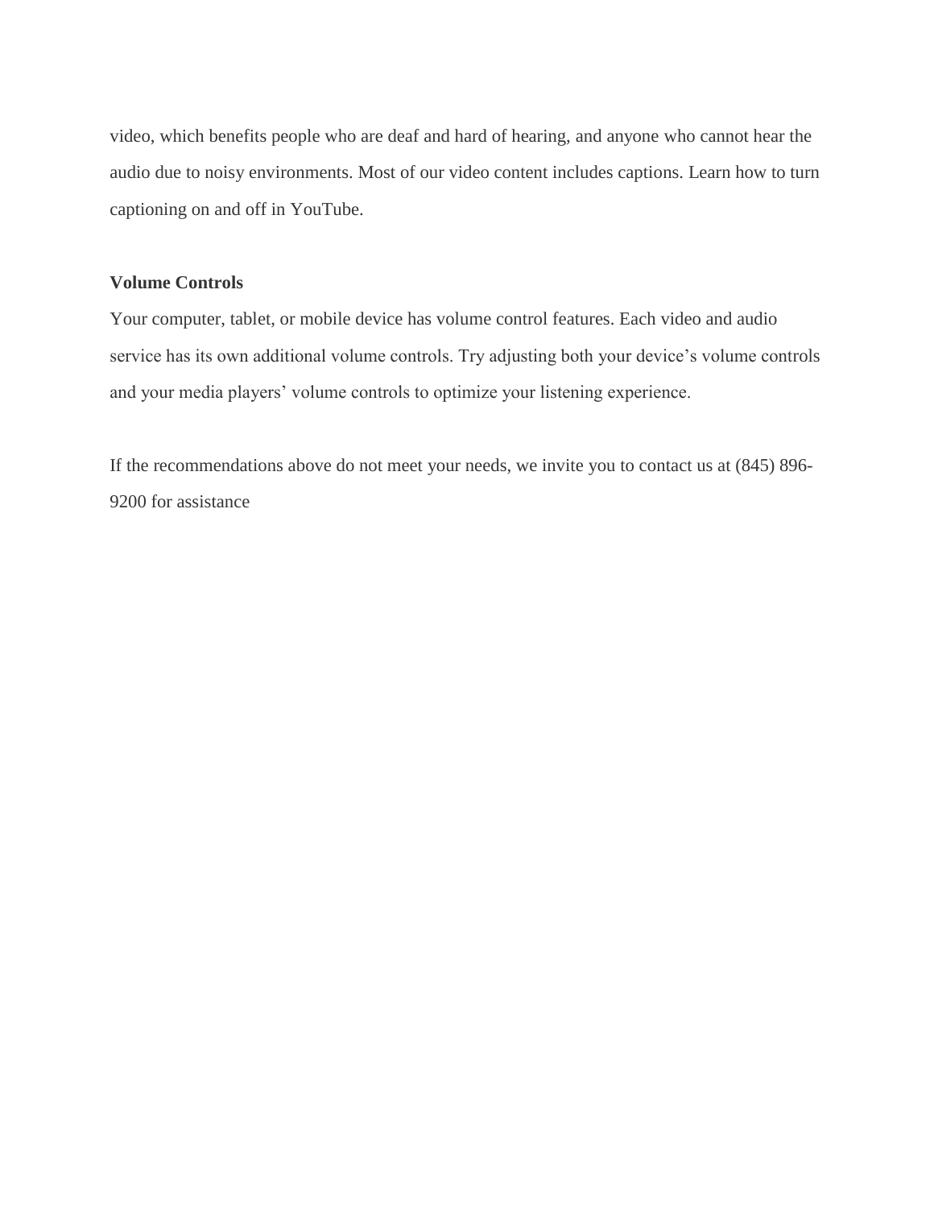video, which benefits people who are deaf and hard of hearing, and anyone who cannot hear the audio due to noisy environments. Most of our video content includes captions. Learn how to turn captioning on and off in YouTube.

**Volume Controls**

Your computer, tablet, or mobile device has volume control features. Each video and audio service has its own additional volume controls. Try adjusting both your device's volume controls and your media players' volume controls to optimize your listening experience.

If the recommendations above do not meet your needs, we invite you to contact us at (845) 896-9200 for assistance